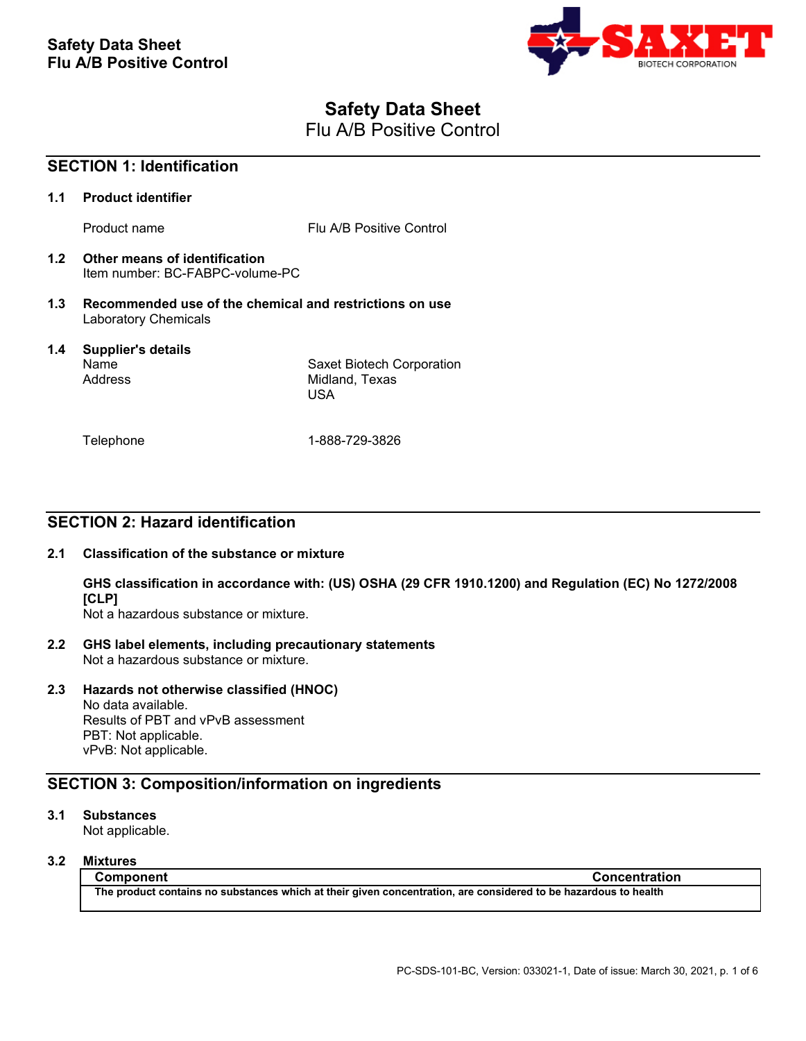# Safety Data Sheet

Flu A/B Positive Control

## SECTION 1: Identification

**1.1 Product identifier**

Product name Flu A/B Positive Control

**1.2 Other means of identification**

Item number: BC-FABPC-volume-PC

**1.3 Recommended use of the chemical and restrictions on use**

Laboratory Chemicals

**1.4 Supplier's details**

Name Saxet Biotech Corporation
Address Midland, Texas
USA

Telephone 1-888-729-3826

## SECTION 2: Hazard identification

**2.1 Classification of the substance or mixture**

**GHS classification in accordance with: (US) OSHA (29 CFR 1910.1200) and Regulation (EC) No 1272/2008 [CLP]**

Not a hazardous substance or mixture.

**2.2 GHS label elements, including precautionary statements**

Not a hazardous substance or mixture.

**2.3 Hazards not otherwise classified (HNOC)**

No data available.
Results of PBT and vPvB assessment
PBT: Not applicable.
vPvB: Not applicable.

## SECTION 3: Composition/information on ingredients

**3.1 Substances**

Not applicable.

**3.2 Mixtures**

| Component | Concentration |
|---|---|
| **The product contains no substances which at their given concentration, are considered to be hazardous to health** | |

PC-SDS-101-BC, Version: 033021-1, Date of issue: March 30, 2021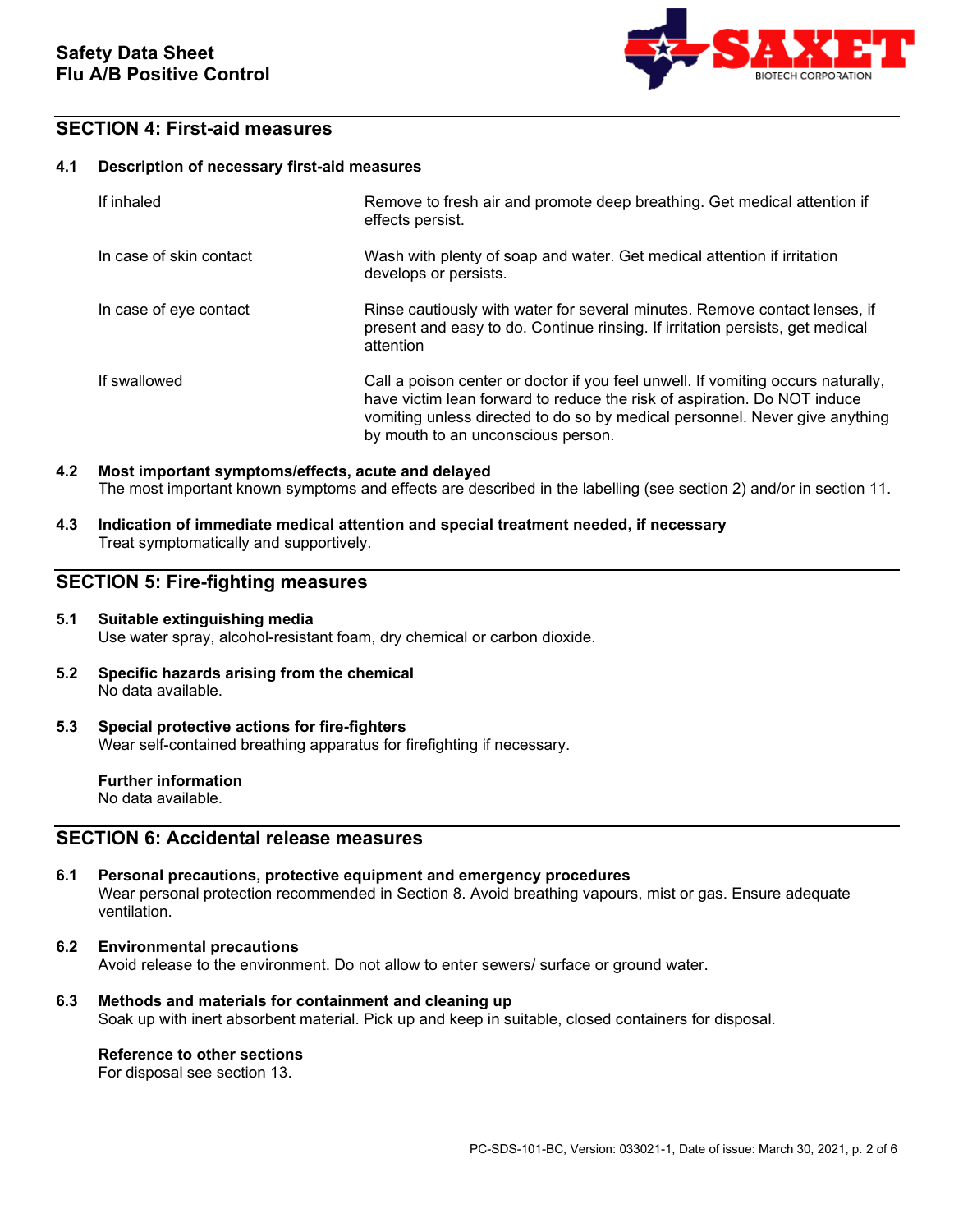## SECTION 4: First-aid measures

### 4.1 Description of necessary first-aid measures

| | |
|---|---|
| If inhaled | Remove to fresh air and promote deep breathing. Get medical attention if effects persist. |
| In case of skin contact | Wash with plenty of soap and water. Get medical attention if irritation develops or persists. |
| In case of eye contact | Rinse cautiously with water for several minutes. Remove contact lenses, if present and easy to do. Continue rinsing. If irritation persists, get medical attention |
| If swallowed | Call a poison center or doctor if you feel unwell. If vomiting occurs naturally, have victim lean forward to reduce the risk of aspiration. Do NOT induce vomiting unless directed to do so by medical personnel. Never give anything by mouth to an unconscious person. |

### 4.2 Most important symptoms/effects, acute and delayed

The most important known symptoms and effects are described in the labelling (see section 2) and/or in section 11.

### 4.3 Indication of immediate medical attention and special treatment needed, if necessary

Treat symptomatically and supportively.

## SECTION 5: Fire-fighting measures

### 5.1 Suitable extinguishing media

Use water spray, alcohol-resistant foam, dry chemical or carbon dioxide.

### 5.2 Specific hazards arising from the chemical

No data available.

### 5.3 Special protective actions for fire-fighters

Wear self-contained breathing apparatus for firefighting if necessary.

**Further information**

No data available.

## SECTION 6: Accidental release measures

### 6.1 Personal precautions, protective equipment and emergency procedures

Wear personal protection recommended in Section 8. Avoid breathing vapours, mist or gas. Ensure adequate ventilation.

### 6.2 Environmental precautions

Avoid release to the environment. Do not allow to enter sewers/ surface or ground water.

### 6.3 Methods and materials for containment and cleaning up

Soak up with inert absorbent material. Pick up and keep in suitable, closed containers for disposal.

**Reference to other sections**

For disposal see section 13.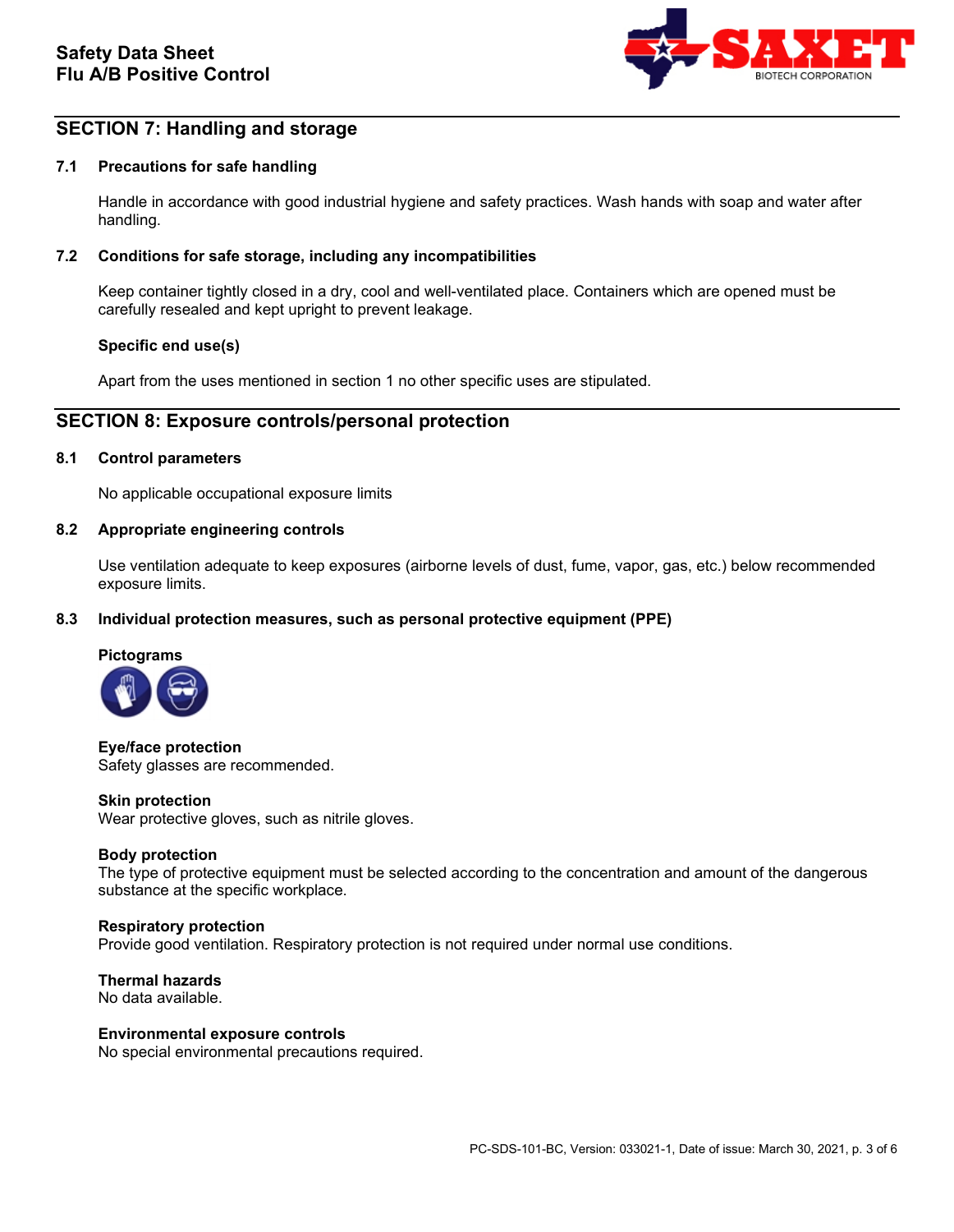## SECTION 7: Handling and storage

### 7.1 Precautions for safe handling

Handle in accordance with good industrial hygiene and safety practices. Wash hands with soap and water after handling.

### 7.2 Conditions for safe storage, including any incompatibilities

Keep container tightly closed in a dry, cool and well-ventilated place. Containers which are opened must be carefully resealed and kept upright to prevent leakage.

**Specific end use(s)**

Apart from the uses mentioned in section 1 no other specific uses are stipulated.

## SECTION 8: Exposure controls/personal protection

### 8.1 Control parameters

No applicable occupational exposure limits

### 8.2 Appropriate engineering controls

Use ventilation adequate to keep exposures (airborne levels of dust, fume, vapor, gas, etc.) below recommended exposure limits.

### 8.3 Individual protection measures, such as personal protective equipment (PPE)

**Pictograms**

**Eye/face protection**
Safety glasses are recommended.

**Skin protection**
Wear protective gloves, such as nitrile gloves.

**Body protection**
The type of protective equipment must be selected according to the concentration and amount of the dangerous substance at the specific workplace.

**Respiratory protection**
Provide good ventilation. Respiratory protection is not required under normal use conditions.

**Thermal hazards**
No data available.

**Environmental exposure controls**
No special environmental precautions required.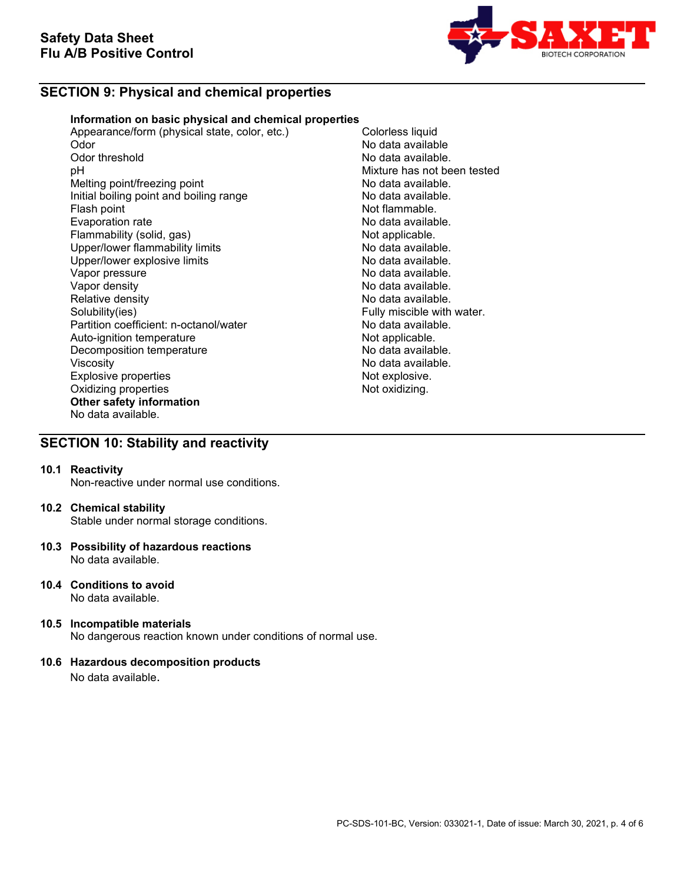## SECTION 9: Physical and chemical properties

**Information on basic physical and chemical properties**

| Property | Value |
|---|---|
| Appearance/form (physical state, color, etc.) | Colorless liquid |
| Odor | No data available |
| Odor threshold | No data available. |
| pH | Mixture has not been tested |
| Melting point/freezing point | No data available. |
| Initial boiling point and boiling range | No data available. |
| Flash point | Not flammable. |
| Evaporation rate | No data available. |
| Flammability (solid, gas) | Not applicable. |
| Upper/lower flammability limits | No data available. |
| Upper/lower explosive limits | No data available. |
| Vapor pressure | No data available. |
| Vapor density | No data available. |
| Relative density | No data available. |
| Solubility(ies) | Fully miscible with water. |
| Partition coefficient: n-octanol/water | No data available. |
| Auto-ignition temperature | Not applicable. |
| Decomposition temperature | No data available. |
| Viscosity | No data available. |
| Explosive properties | Not explosive. |
| Oxidizing properties | Not oxidizing. |

**Other safety information**

No data available.

## SECTION 10: Stability and reactivity

### 10.1 Reactivity

Non-reactive under normal use conditions.

### 10.2 Chemical stability

Stable under normal storage conditions.

### 10.3 Possibility of hazardous reactions

No data available.

### 10.4 Conditions to avoid

No data available.

### 10.5 Incompatible materials

No dangerous reaction known under conditions of normal use.

### 10.6 Hazardous decomposition products

No data available.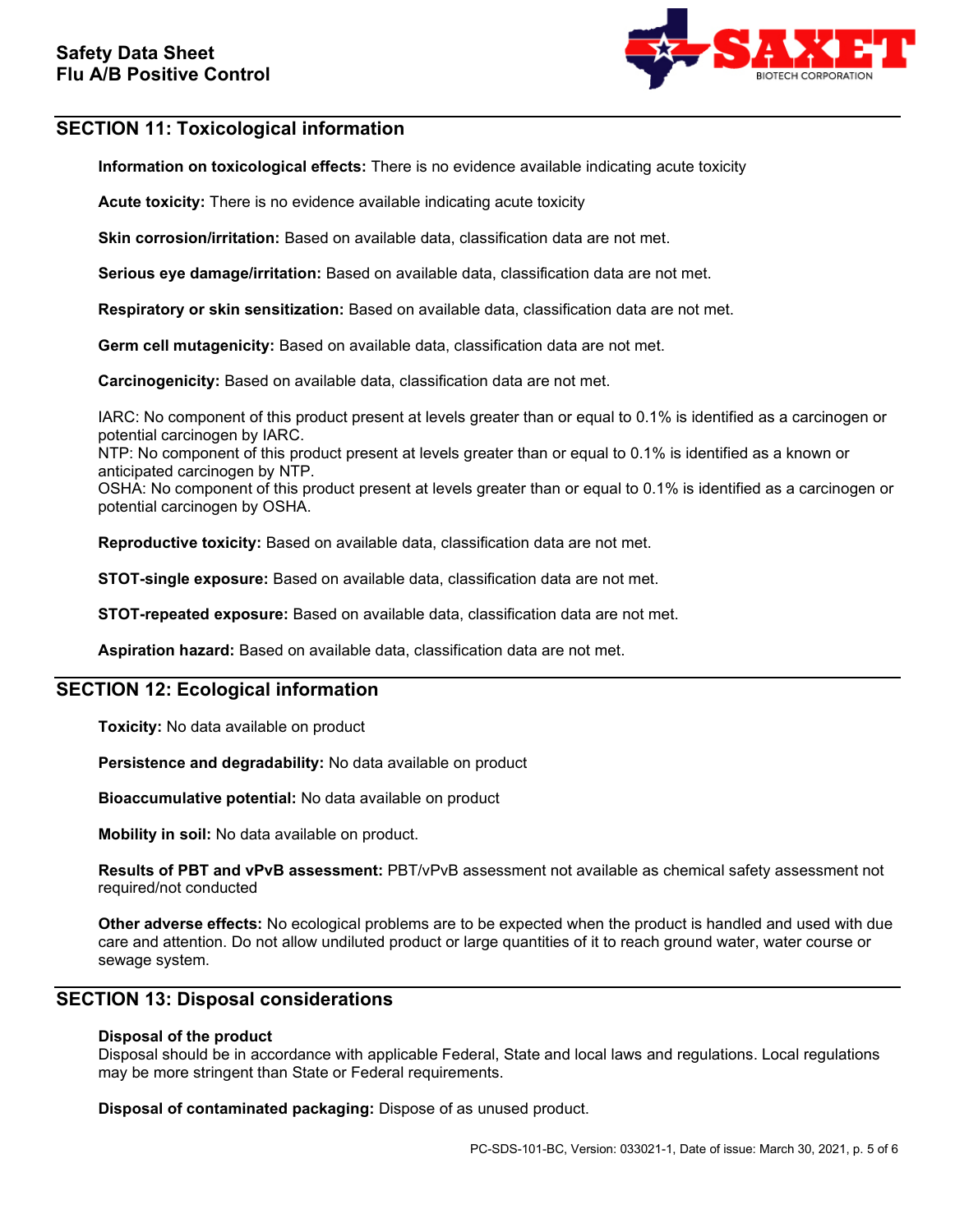## SECTION 11: Toxicological information

**Information on toxicological effects:** There is no evidence available indicating acute toxicity

**Acute toxicity:** There is no evidence available indicating acute toxicity

**Skin corrosion/irritation:** Based on available data, classification data are not met.

**Serious eye damage/irritation:** Based on available data, classification data are not met.

**Respiratory or skin sensitization:** Based on available data, classification data are not met.

**Germ cell mutagenicity:** Based on available data, classification data are not met.

**Carcinogenicity:** Based on available data, classification data are not met.

IARC: No component of this product present at levels greater than or equal to 0.1% is identified as a carcinogen or potential carcinogen by IARC.
NTP: No component of this product present at levels greater than or equal to 0.1% is identified as a known or anticipated carcinogen by NTP.
OSHA: No component of this product present at levels greater than or equal to 0.1% is identified as a carcinogen or potential carcinogen by OSHA.

**Reproductive toxicity:** Based on available data, classification data are not met.

**STOT-single exposure:** Based on available data, classification data are not met.

**STOT-repeated exposure:** Based on available data, classification data are not met.

**Aspiration hazard:** Based on available data, classification data are not met.

## SECTION 12: Ecological information

**Toxicity:** No data available on product

**Persistence and degradability:** No data available on product

**Bioaccumulative potential:** No data available on product

**Mobility in soil:** No data available on product.

**Results of PBT and vPvB assessment:** PBT/vPvB assessment not available as chemical safety assessment not required/not conducted

**Other adverse effects:** No ecological problems are to be expected when the product is handled and used with due care and attention. Do not allow undiluted product or large quantities of it to reach ground water, water course or sewage system.

## SECTION 13: Disposal considerations

**Disposal of the product**
Disposal should be in accordance with applicable Federal, State and local laws and regulations. Local regulations may be more stringent than State or Federal requirements.

**Disposal of contaminated packaging:** Dispose of as unused product.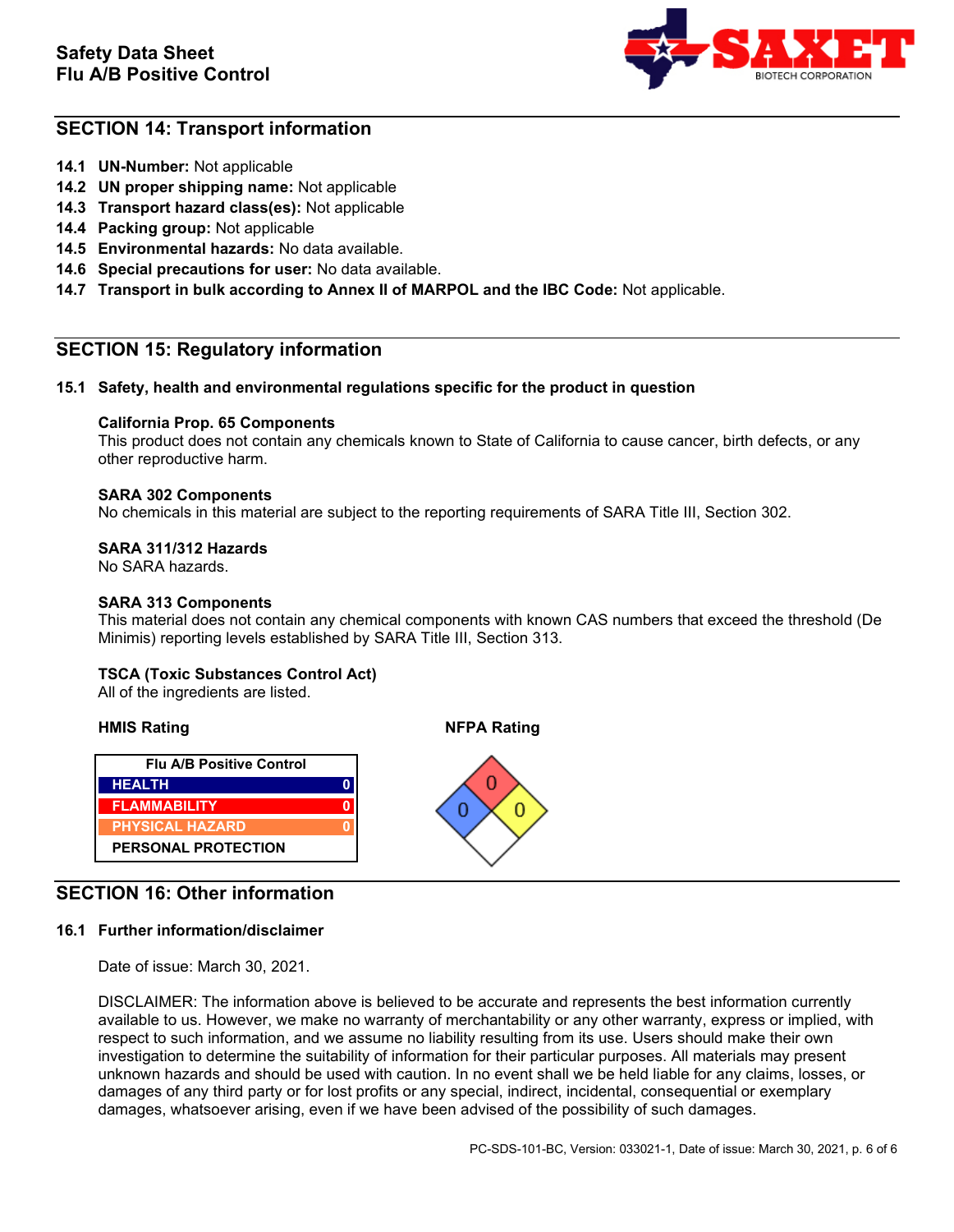## SECTION 14: Transport information

**14.1 UN-Number:** Not applicable
**14.2 UN proper shipping name:** Not applicable
**14.3 Transport hazard class(es):** Not applicable
**14.4 Packing group:** Not applicable
**14.5 Environmental hazards:** No data available.
**14.6 Special precautions for user:** No data available.
**14.7 Transport in bulk according to Annex II of MARPOL and the IBC Code:** Not applicable.

## SECTION 15: Regulatory information

### 15.1 Safety, health and environmental regulations specific for the product in question

**California Prop. 65 Components**
This product does not contain any chemicals known to State of California to cause cancer, birth defects, or any other reproductive harm.

**SARA 302 Components**
No chemicals in this material are subject to the reporting requirements of SARA Title III, Section 302.

**SARA 311/312 Hazards**
No SARA hazards.

**SARA 313 Components**
This material does not contain any chemical components with known CAS numbers that exceed the threshold (De Minimis) reporting levels established by SARA Title III, Section 313.

**TSCA (Toxic Substances Control Act)**
All of the ingredients are listed.

**HMIS Rating**

| Flu A/B Positive Control | |
|---|---|
| HEALTH | 0 |
| FLAMMABILITY | 0 |
| PHYSICAL HAZARD | 0 |
| PERSONAL PROTECTION | |

**NFPA Rating**

0
0
0

## SECTION 16: Other information

### 16.1 Further information/disclaimer

Date of issue: March 30, 2021.

DISCLAIMER: The information above is believed to be accurate and represents the best information currently available to us. However, we make no warranty of merchantability or any other warranty, express or implied, with respect to such information, and we assume no liability resulting from its use. Users should make their own investigation to determine the suitability of information for their particular purposes. All materials may present unknown hazards and should be used with caution. In no event shall we be held liable for any claims, losses, or damages of any third party or for lost profits or any special, indirect, incidental, consequential or exemplary damages, whatsoever arising, even if we have been advised of the possibility of such damages.